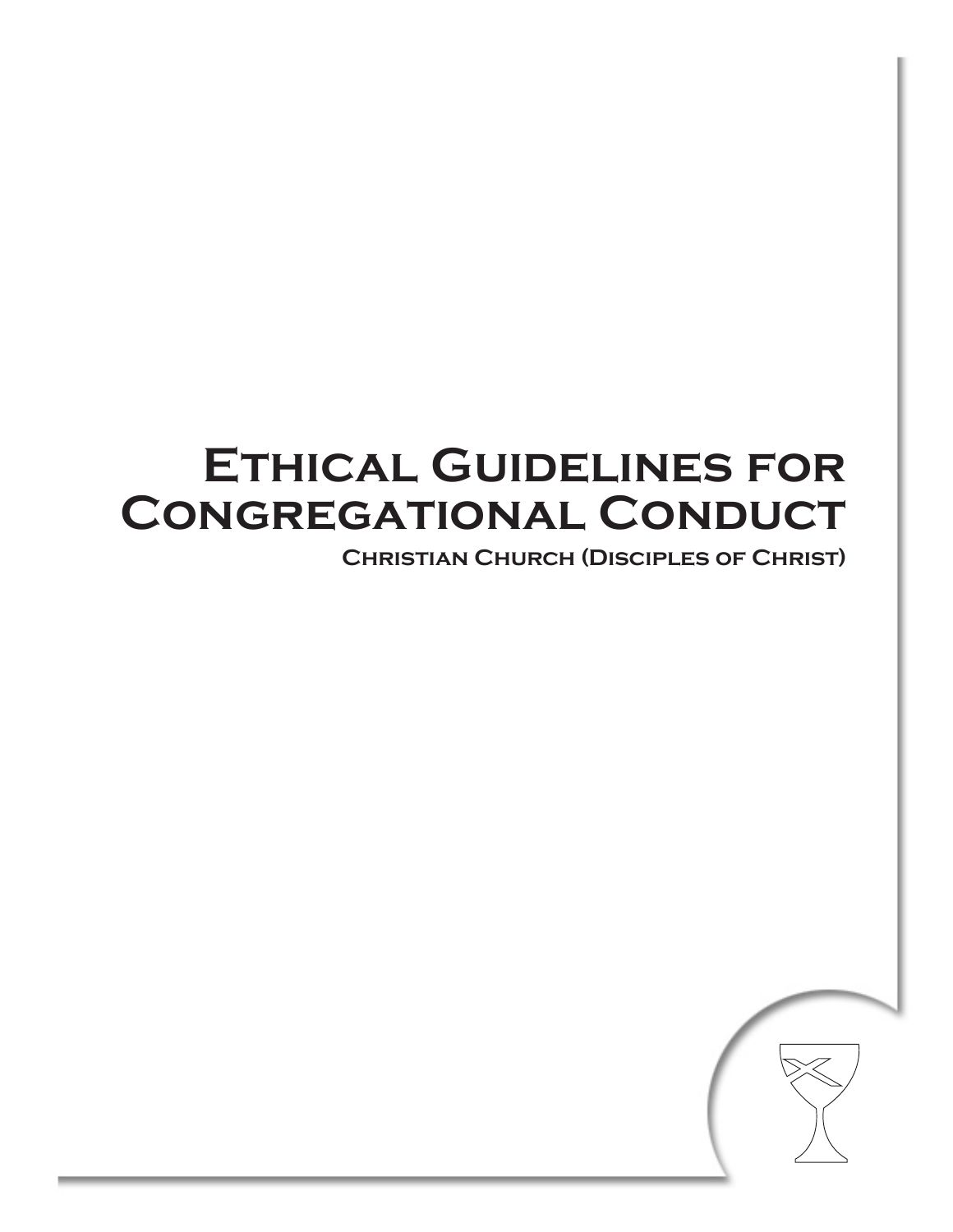# Ethical Guidelines for Congregational Conduct

## Christian Church (Disciples of Christ)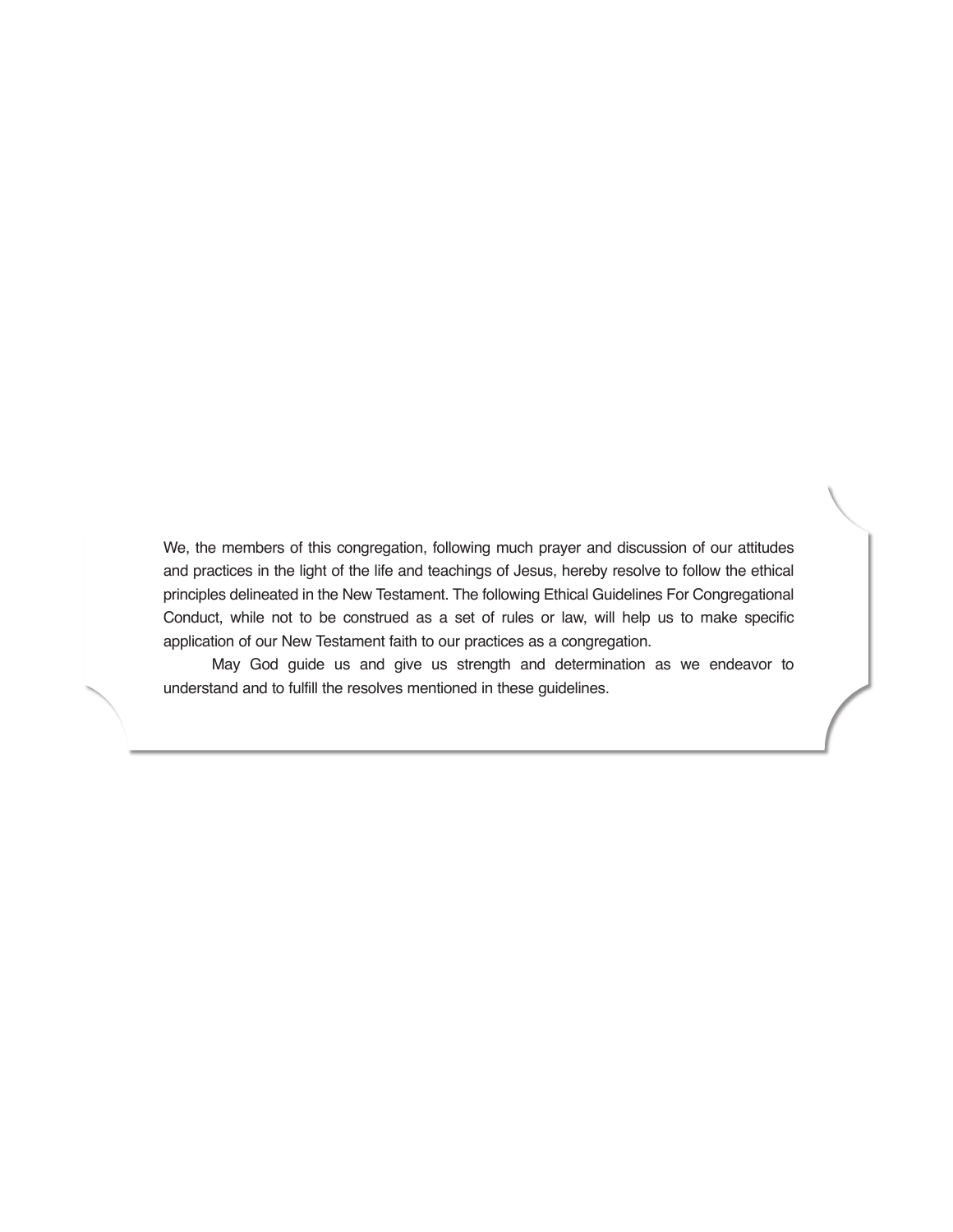We, the members of this congregation, following much prayer and discussion of our attitudes and practices in the light of the life and teachings of Jesus, hereby resolve to follow the ethical principles delineated in the New Testament. The following Ethical Guidelines For Congregational Conduct, while not to be construed as a set of rules or law, will help us to make specific application of our New Testament faith to our practices as a congregation.

May God guide us and give us strength and determination as we endeavor to understand and to fulfill the resolves mentioned in these guidelines.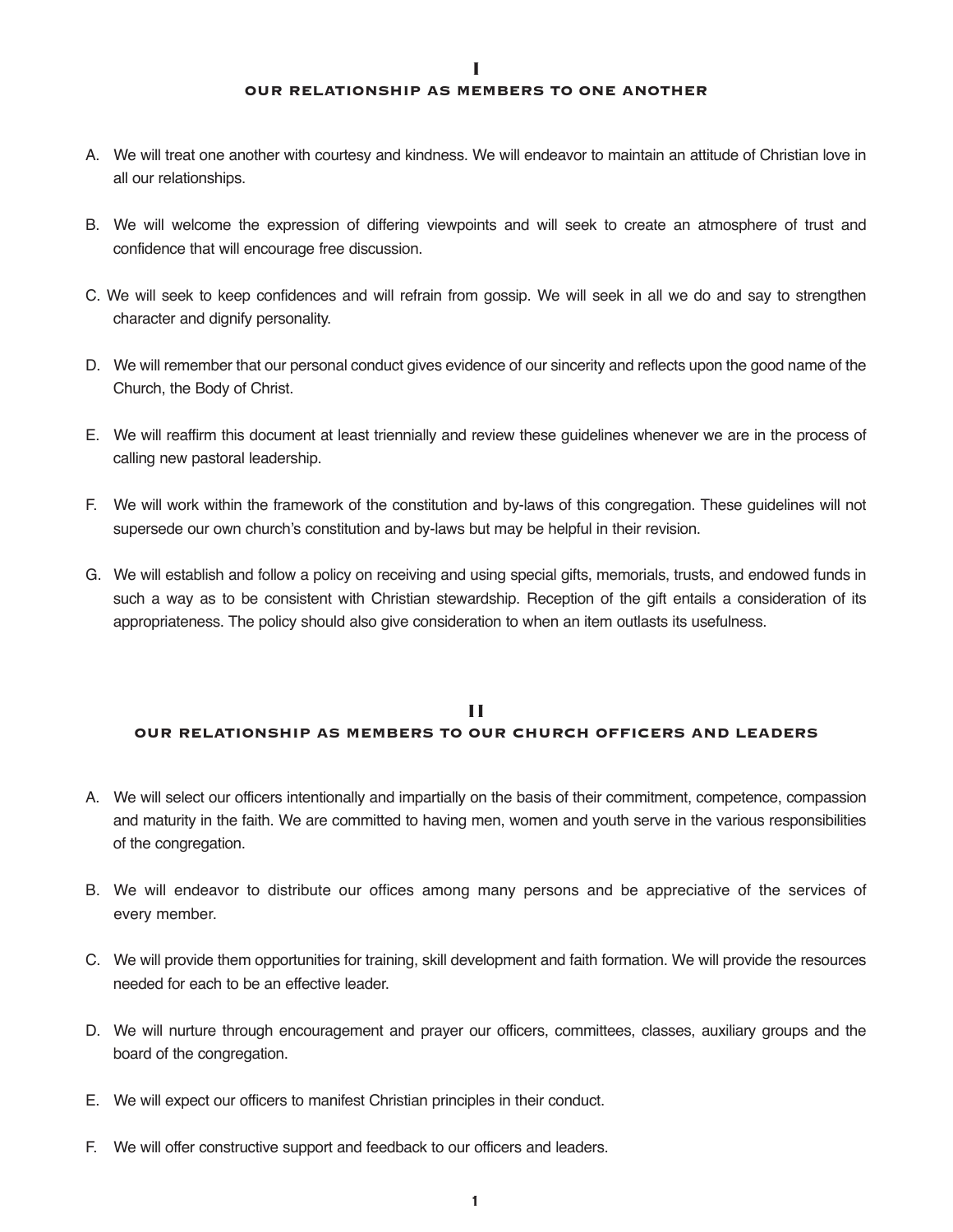## I
## OUR RELATIONSHIP AS MEMBERS TO ONE ANOTHER

A. We will treat one another with courtesy and kindness. We will endeavor to maintain an attitude of Christian love in all our relationships.

B. We will welcome the expression of differing viewpoints and will seek to create an atmosphere of trust and confidence that will encourage free discussion.

C. We will seek to keep confidences and will refrain from gossip. We will seek in all we do and say to strengthen character and dignify personality.

D. We will remember that our personal conduct gives evidence of our sincerity and reflects upon the good name of the Church, the Body of Christ.

E. We will reaffirm this document at least triennially and review these guidelines whenever we are in the process of calling new pastoral leadership.

F. We will work within the framework of the constitution and by-laws of this congregation. These guidelines will not supersede our own church's constitution and by-laws but may be helpful in their revision.

G. We will establish and follow a policy on receiving and using special gifts, memorials, trusts, and endowed funds in such a way as to be consistent with Christian stewardship. Reception of the gift entails a consideration of its appropriateness. The policy should also give consideration to when an item outlasts its usefulness.

## II
## OUR RELATIONSHIP AS MEMBERS TO OUR CHURCH OFFICERS AND LEADERS

A. We will select our officers intentionally and impartially on the basis of their commitment, competence, compassion and maturity in the faith. We are committed to having men, women and youth serve in the various responsibilities of the congregation.

B. We will endeavor to distribute our offices among many persons and be appreciative of the services of every member.

C. We will provide them opportunities for training, skill development and faith formation. We will provide the resources needed for each to be an effective leader.

D. We will nurture through encouragement and prayer our officers, committees, classes, auxiliary groups and the board of the congregation.

E. We will expect our officers to manifest Christian principles in their conduct.

F. We will offer constructive support and feedback to our officers and leaders.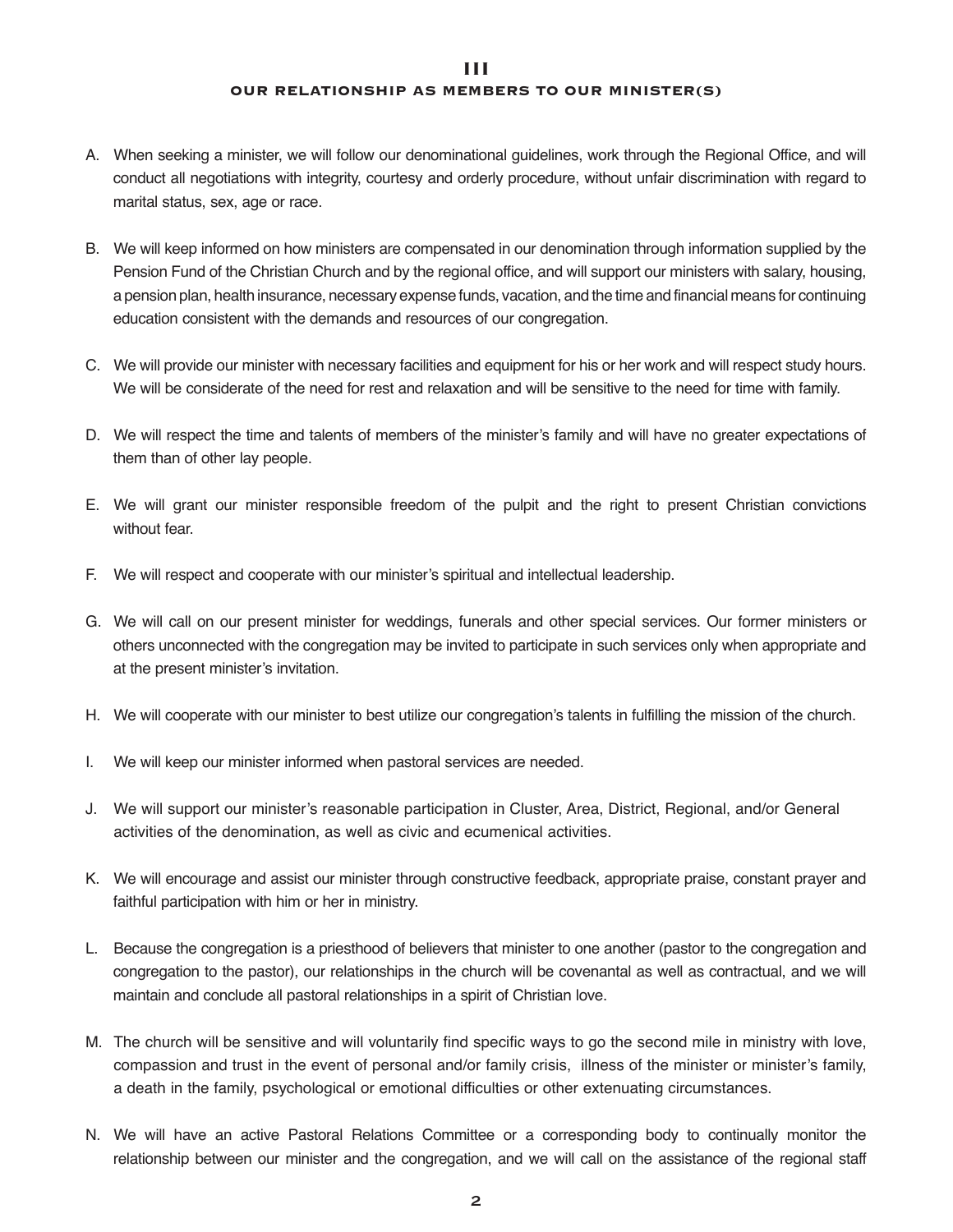## III

## OUR RELATIONSHIP AS MEMBERS TO OUR MINISTER(S)

A. When seeking a minister, we will follow our denominational guidelines, work through the Regional Office, and will conduct all negotiations with integrity, courtesy and orderly procedure, without unfair discrimination with regard to marital status, sex, age or race.

B. We will keep informed on how ministers are compensated in our denomination through information supplied by the Pension Fund of the Christian Church and by the regional office, and will support our ministers with salary, housing, a pension plan, health insurance, necessary expense funds, vacation, and the time and financial means for continuing education consistent with the demands and resources of our congregation.

C. We will provide our minister with necessary facilities and equipment for his or her work and will respect study hours. We will be considerate of the need for rest and relaxation and will be sensitive to the need for time with family.

D. We will respect the time and talents of members of the minister's family and will have no greater expectations of them than of other lay people.

E. We will grant our minister responsible freedom of the pulpit and the right to present Christian convictions without fear.

F. We will respect and cooperate with our minister's spiritual and intellectual leadership.

G. We will call on our present minister for weddings, funerals and other special services. Our former ministers or others unconnected with the congregation may be invited to participate in such services only when appropriate and at the present minister's invitation.

H. We will cooperate with our minister to best utilize our congregation's talents in fulfilling the mission of the church.

I. We will keep our minister informed when pastoral services are needed.

J. We will support our minister's reasonable participation in Cluster, Area, District, Regional, and/or General activities of the denomination, as well as civic and ecumenical activities.

K. We will encourage and assist our minister through constructive feedback, appropriate praise, constant prayer and faithful participation with him or her in ministry.

L. Because the congregation is a priesthood of believers that minister to one another (pastor to the congregation and congregation to the pastor), our relationships in the church will be covenantal as well as contractual, and we will maintain and conclude all pastoral relationships in a spirit of Christian love.

M. The church will be sensitive and will voluntarily find specific ways to go the second mile in ministry with love, compassion and trust in the event of personal and/or family crisis, illness of the minister or minister's family, a death in the family, psychological or emotional difficulties or other extenuating circumstances.

N. We will have an active Pastoral Relations Committee or a corresponding body to continually monitor the relationship between our minister and the congregation, and we will call on the assistance of the regional staff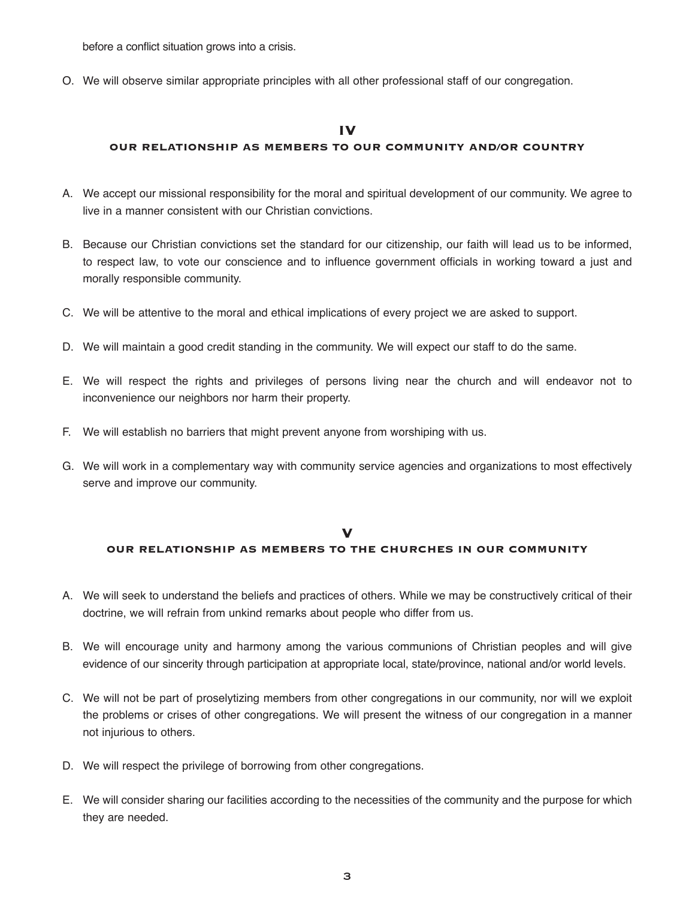before a conflict situation grows into a crisis.

O. We will observe similar appropriate principles with all other professional staff of our congregation.

## IV
### OUR RELATIONSHIP AS MEMBERS TO OUR COMMUNITY AND/OR COUNTRY

A. We accept our missional responsibility for the moral and spiritual development of our community. We agree to live in a manner consistent with our Christian convictions.

B. Because our Christian convictions set the standard for our citizenship, our faith will lead us to be informed, to respect law, to vote our conscience and to influence government officials in working toward a just and morally responsible community.

C. We will be attentive to the moral and ethical implications of every project we are asked to support.

D. We will maintain a good credit standing in the community. We will expect our staff to do the same.

E. We will respect the rights and privileges of persons living near the church and will endeavor not to inconvenience our neighbors nor harm their property.

F. We will establish no barriers that might prevent anyone from worshiping with us.

G. We will work in a complementary way with community service agencies and organizations to most effectively serve and improve our community.

## V
### OUR RELATIONSHIP AS MEMBERS TO THE CHURCHES IN OUR COMMUNITY

A. We will seek to understand the beliefs and practices of others. While we may be constructively critical of their doctrine, we will refrain from unkind remarks about people who differ from us.

B. We will encourage unity and harmony among the various communions of Christian peoples and will give evidence of our sincerity through participation at appropriate local, state/province, national and/or world levels.

C. We will not be part of proselytizing members from other congregations in our community, nor will we exploit the problems or crises of other congregations. We will present the witness of our congregation in a manner not injurious to others.

D. We will respect the privilege of borrowing from other congregations.

E. We will consider sharing our facilities according to the necessities of the community and the purpose for which they are needed.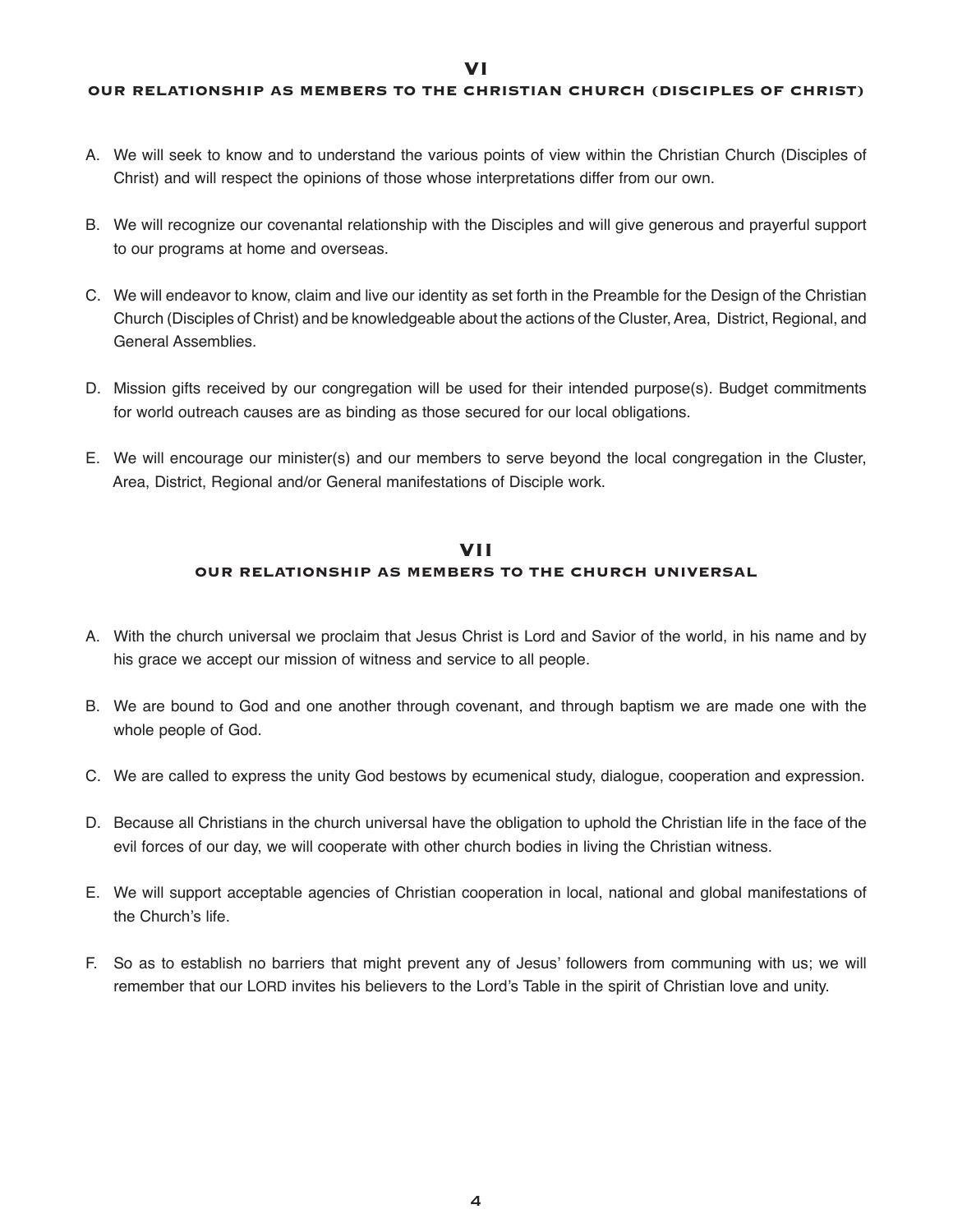## VI

### OUR RELATIONSHIP AS MEMBERS TO THE CHRISTIAN CHURCH (DISCIPLES OF CHRIST)

A. We will seek to know and to understand the various points of view within the Christian Church (Disciples of Christ) and will respect the opinions of those whose interpretations differ from our own.

B. We will recognize our covenantal relationship with the Disciples and will give generous and prayerful support to our programs at home and overseas.

C. We will endeavor to know, claim and live our identity as set forth in the Preamble for the Design of the Christian Church (Disciples of Christ) and be knowledgeable about the actions of the Cluster, Area, District, Regional, and General Assemblies.

D. Mission gifts received by our congregation will be used for their intended purpose(s). Budget commitments for world outreach causes are as binding as those secured for our local obligations.

E. We will encourage our minister(s) and our members to serve beyond the local congregation in the Cluster, Area, District, Regional and/or General manifestations of Disciple work.

## VII

### OUR RELATIONSHIP AS MEMBERS TO THE CHURCH UNIVERSAL

A. With the church universal we proclaim that Jesus Christ is Lord and Savior of the world, in his name and by his grace we accept our mission of witness and service to all people.

B. We are bound to God and one another through covenant, and through baptism we are made one with the whole people of God.

C. We are called to express the unity God bestows by ecumenical study, dialogue, cooperation and expression.

D. Because all Christians in the church universal have the obligation to uphold the Christian life in the face of the evil forces of our day, we will cooperate with other church bodies in living the Christian witness.

E. We will support acceptable agencies of Christian cooperation in local, national and global manifestations of the Church's life.

F. So as to establish no barriers that might prevent any of Jesus' followers from communing with us; we will remember that our LORD invites his believers to the Lord's Table in the spirit of Christian love and unity.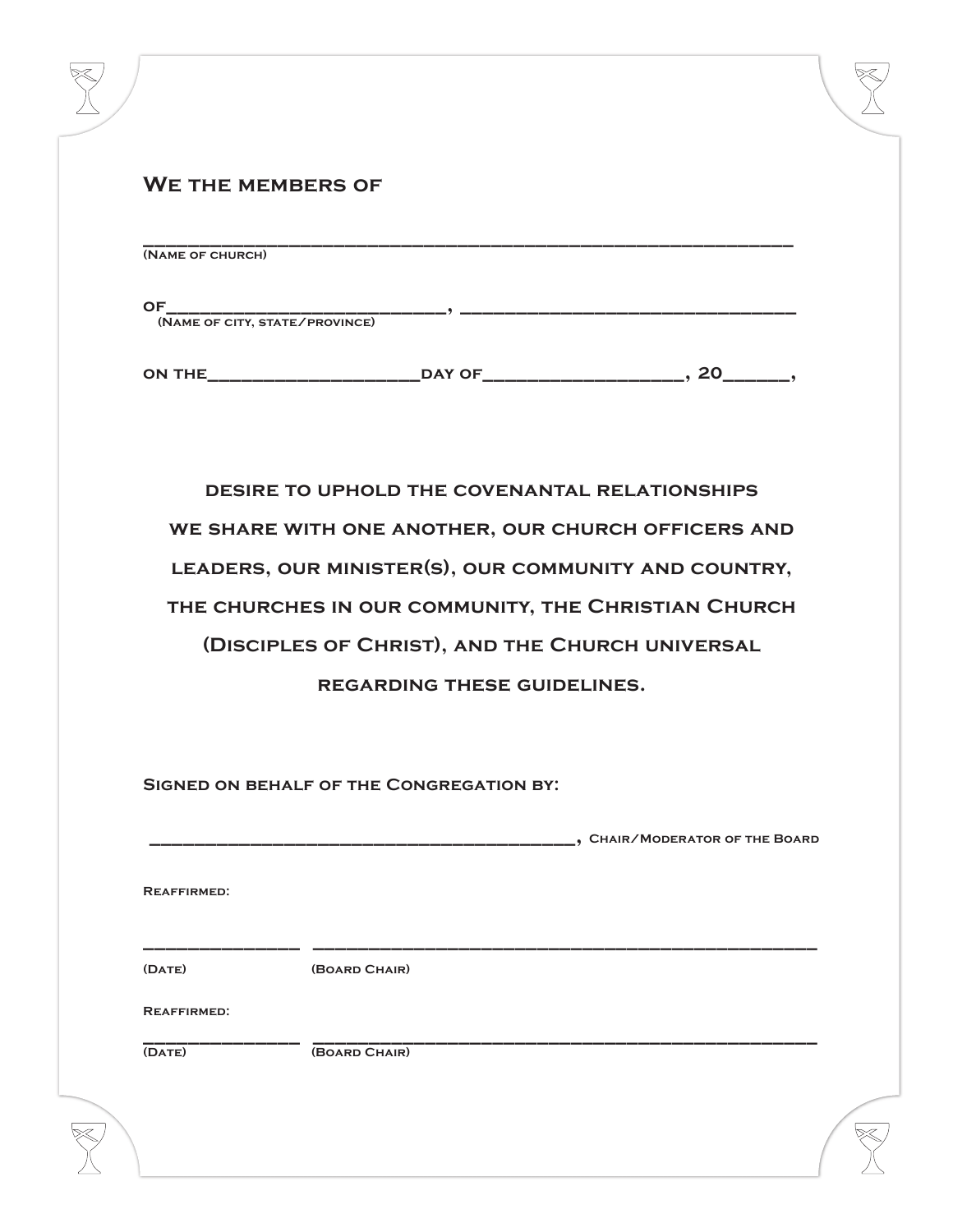**We the members of**

_______________________________________________________
(Name of church)

OF__________________________, ______________________________
(Name of city, state/province)

ON THE___________________DAY OF_________________, 20______,

**desire to uphold the covenantal relationships we share with one another, our church officers and leaders, our minister(s), our community and country, the churches in our community, the Christian Church (Disciples of Christ), and the Church universal regarding these guidelines.**

**Signed on behalf of the Congregation by:**

_______________________________________, Chair/Moderator of the Board

Reafirmed:

______________ ______________________________________________
(Date) (Board Chair)

Reaffirmed:

______________ ______________________________________________
(Date) (Board Chair)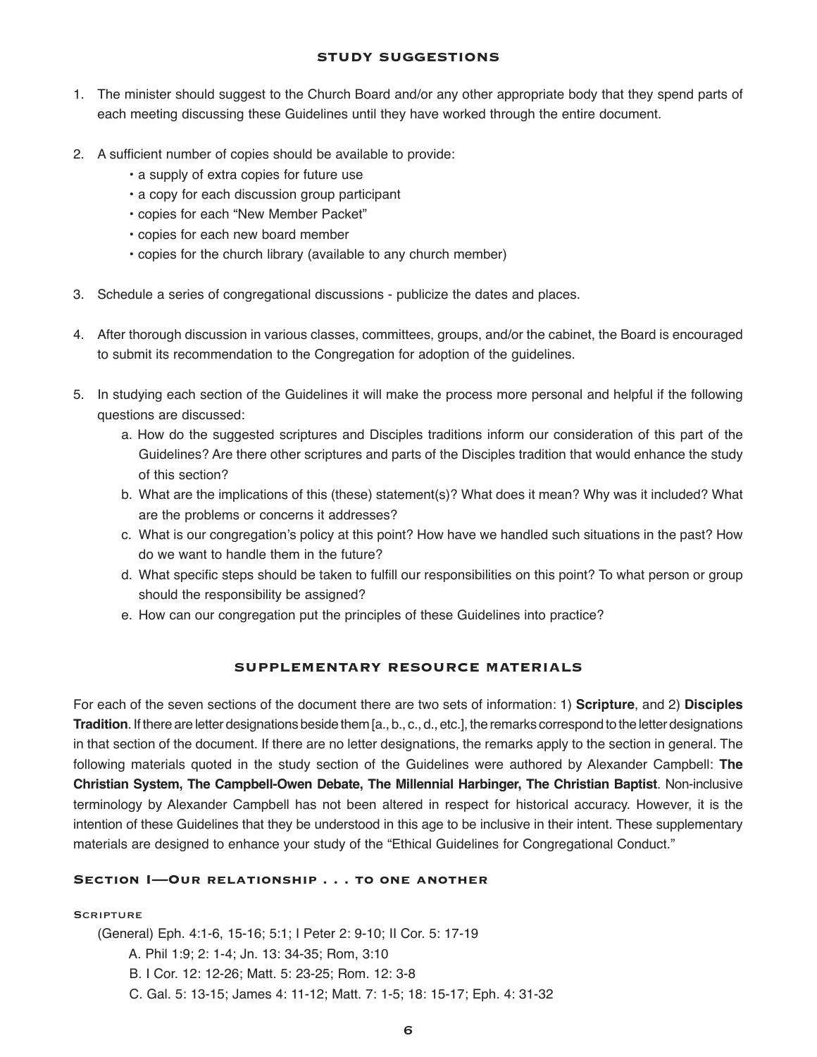## STUDY SUGGESTIONS

1. The minister should suggest to the Church Board and/or any other appropriate body that they spend parts of each meeting discussing these Guidelines until they have worked through the entire document.

2. A sufficient number of copies should be available to provide:
   - a supply of extra copies for future use
   - a copy for each discussion group participant
   - copies for each "New Member Packet"
   - copies for each new board member
   - copies for the church library (available to any church member)

3. Schedule a series of congregational discussions - publicize the dates and places.

4. After thorough discussion in various classes, committees, groups, and/or the cabinet, the Board is encouraged to submit its recommendation to the Congregation for adoption of the guidelines.

5. In studying each section of the Guidelines it will make the process more personal and helpful if the following questions are discussed:
   a. How do the suggested scriptures and Disciples traditions inform our consideration of this part of the Guidelines? Are there other scriptures and parts of the Disciples tradition that would enhance the study of this section?
   b. What are the implications of this (these) statement(s)? What does it mean? Why was it included? What are the problems or concerns it addresses?
   c. What is our congregation's policy at this point? How have we handled such situations in the past? How do we want to handle them in the future?
   d. What specific steps should be taken to fulfill our responsibilities on this point? To what person or group should the responsibility be assigned?
   e. How can our congregation put the principles of these Guidelines into practice?

## SUPPLEMENTARY RESOURCE MATERIALS

For each of the seven sections of the document there are two sets of information: 1) **Scripture**, and 2) **Disciples Tradition**. If there are letter designations beside them [a., b., c., d., etc.], the remarks correspond to the letter designations in that section of the document. If there are no letter designations, the remarks apply to the section in general. The following materials quoted in the study section of the Guidelines were authored by Alexander Campbell: **The Christian System, The Campbell-Owen Debate, The Millennial Harbinger, The Christian Baptist**. Non-inclusive terminology by Alexander Campbell has not been altered in respect for historical accuracy. However, it is the intention of these Guidelines that they be understood in this age to be inclusive in their intent. These supplementary materials are designed to enhance your study of the "Ethical Guidelines for Congregational Conduct."

### Section I—Our relationship . . . to one another

#### Scripture

(General) Eph. 4:1-6, 15-16; 5:1; I Peter 2: 9-10; II Cor. 5: 17-19

A. Phil 1:9; 2: 1-4; Jn. 13: 34-35; Rom, 3:10

B. I Cor. 12: 12-26; Matt. 5: 23-25; Rom. 12: 3-8

C. Gal. 5: 13-15; James 4: 11-12; Matt. 7: 1-5; 18: 15-17; Eph. 4: 31-32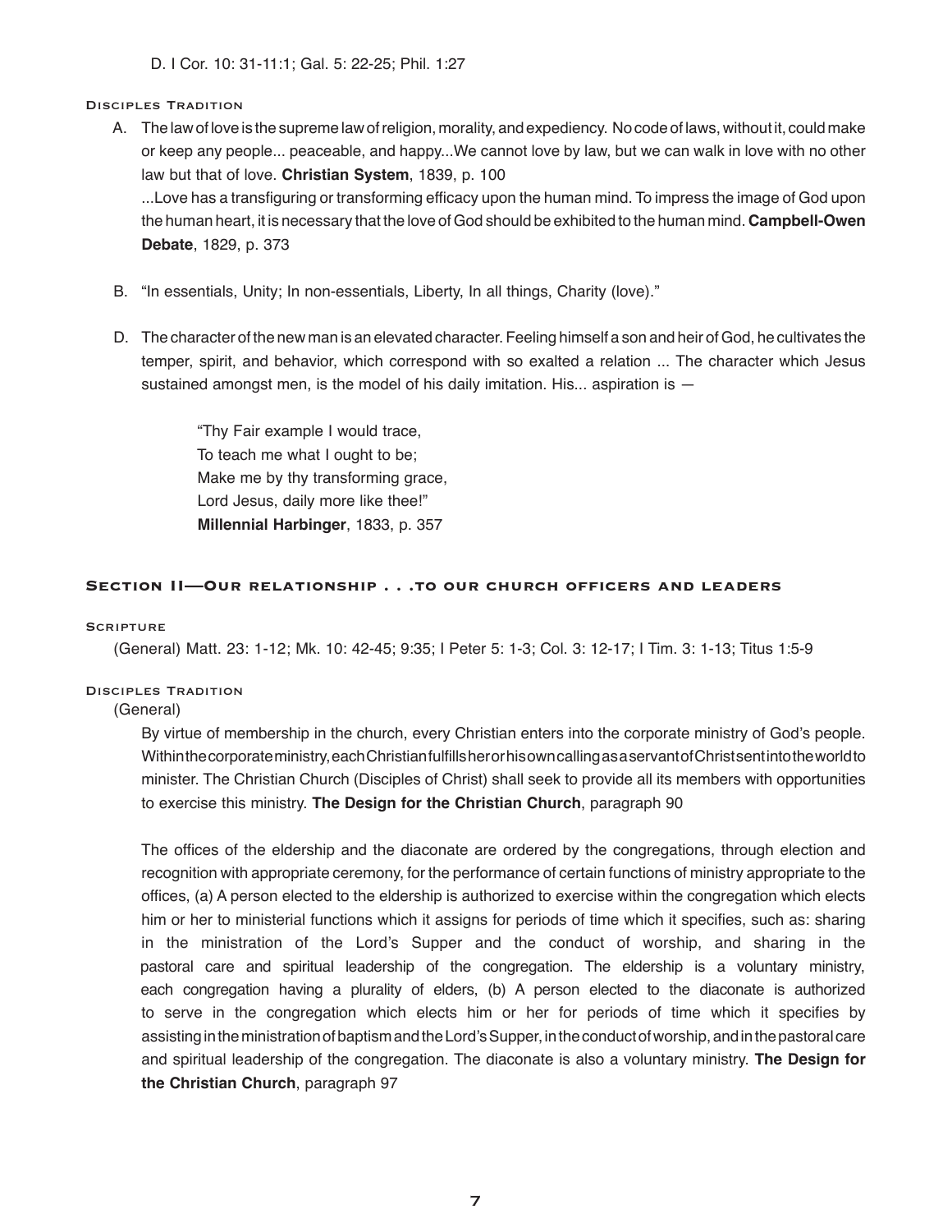D. I Cor. 10: 31-11:1; Gal. 5: 22-25; Phil. 1:27

#### Disciples Tradition

A. The law of love is the supreme law of religion, morality, and expediency. No code of laws, without it, could make or keep any people... peaceable, and happy...We cannot love by law, but we can walk in love with no other law but that of love. **Christian System**, 1839, p. 100

...Love has a transfiguring or transforming efficacy upon the human mind. To impress the image of God upon the human heart, it is necessary that the love of God should be exhibited to the human mind. **Campbell-Owen Debate**, 1829, p. 373

B. "In essentials, Unity; In non-essentials, Liberty, In all things, Charity (love)."

D. The character of the new man is an elevated character. Feeling himself a son and heir of God, he cultivates the temper, spirit, and behavior, which correspond with so exalted a relation ... The character which Jesus sustained amongst men, is the model of his daily imitation. His... aspiration is —

> "Thy Fair example I would trace,
> To teach me what I ought to be;
> Make me by thy transforming grace,
> Lord Jesus, daily more like thee!"
> **Millennial Harbinger**, 1833, p. 357

## Section II—Our relationship . . .to our church officers and leaders

#### Scripture

(General) Matt. 23: 1-12; Mk. 10: 42-45; 9:35; I Peter 5: 1-3; Col. 3: 12-17; I Tim. 3: 1-13; Titus 1:5-9

#### Disciples Tradition

(General)

By virtue of membership in the church, every Christian enters into the corporate ministry of God's people. Within the corporate ministry, each Christian fulfills her or his own calling as a servant of Christ sent into the world to minister. The Christian Church (Disciples of Christ) shall seek to provide all its members with opportunities to exercise this ministry. **The Design for the Christian Church**, paragraph 90

The offices of the eldership and the diaconate are ordered by the congregations, through election and recognition with appropriate ceremony, for the performance of certain functions of ministry appropriate to the offices, (a) A person elected to the eldership is authorized to exercise within the congregation which elects him or her to ministerial functions which it assigns for periods of time which it specifies, such as: sharing in the ministration of the Lord's Supper and the conduct of worship, and sharing in the pastoral care and spiritual leadership of the congregation. The eldership is a voluntary ministry, each congregation having a plurality of elders, (b) A person elected to the diaconate is authorized to serve in the congregation which elects him or her for periods of time which it specifies by assisting in the ministration of baptism and the Lord's Supper, in the conduct of worship, and in the pastoral care and spiritual leadership of the congregation. The diaconate is also a voluntary ministry. **The Design for the Christian Church**, paragraph 97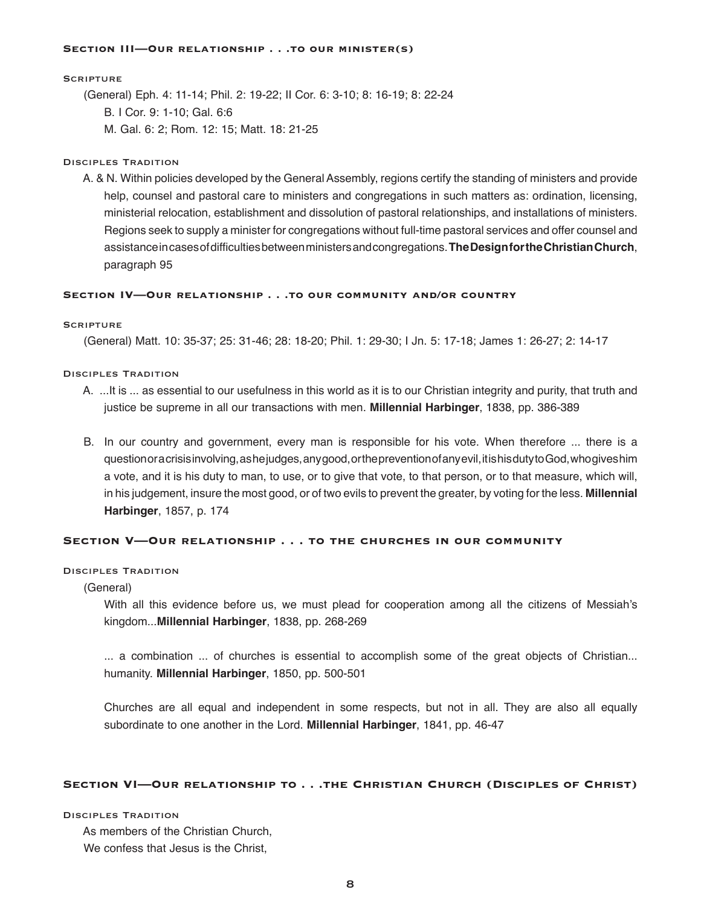## Section III—Our relationship . . .to our minister(s)

#### Scripture

(General) Eph. 4: 11-14; Phil. 2: 19-22; II Cor. 6: 3-10; 8: 16-19; 8: 22-24

B. I Cor. 9: 1-10; Gal. 6:6

M. Gal. 6: 2; Rom. 12: 15; Matt. 18: 21-25

#### Disciples Tradition

A. & N. Within policies developed by the General Assembly, regions certify the standing of ministers and provide help, counsel and pastoral care to ministers and congregations in such matters as: ordination, licensing, ministerial relocation, establishment and dissolution of pastoral relationships, and installations of ministers. Regions seek to supply a minister for congregations without full-time pastoral services and offer counsel and assistance in cases of difficulties between ministers and congregations. **The Design for the Christian Church**, paragraph 95

## Section IV—Our relationship . . .to our community and/or country

#### Scripture

(General) Matt. 10: 35-37; 25: 31-46; 28: 18-20; Phil. 1: 29-30; I Jn. 5: 17-18; James 1: 26-27; 2: 14-17

#### Disciples Tradition

A. ...It is ... as essential to our usefulness in this world as it is to our Christian integrity and purity, that truth and justice be supreme in all our transactions with men. **Millennial Harbinger**, 1838, pp. 386-389

B. In our country and government, every man is responsible for his vote. When therefore ... there is a question or a crisis involving, as he judges, any good, or the prevention of any evil, it is his duty to God, who gives him a vote, and it is his duty to man, to use, or to give that vote, to that person, or to that measure, which will, in his judgement, insure the most good, or of two evils to prevent the greater, by voting for the less. **Millennial Harbinger**, 1857, p. 174

## Section V—Our relationship . . . to the churches in our community

#### Disciples Tradition

(General)

With all this evidence before us, we must plead for cooperation among all the citizens of Messiah's kingdom...**Millennial Harbinger**, 1838, pp. 268-269

... a combination ... of churches is essential to accomplish some of the great objects of Christian... humanity. **Millennial Harbinger**, 1850, pp. 500-501

Churches are all equal and independent in some respects, but not in all. They are also all equally subordinate to one another in the Lord. **Millennial Harbinger**, 1841, pp. 46-47

## Section VI—Our relationship to . . .the Christian Church (Disciples of Christ)

#### Disciples Tradition

As members of the Christian Church,
We confess that Jesus is the Christ,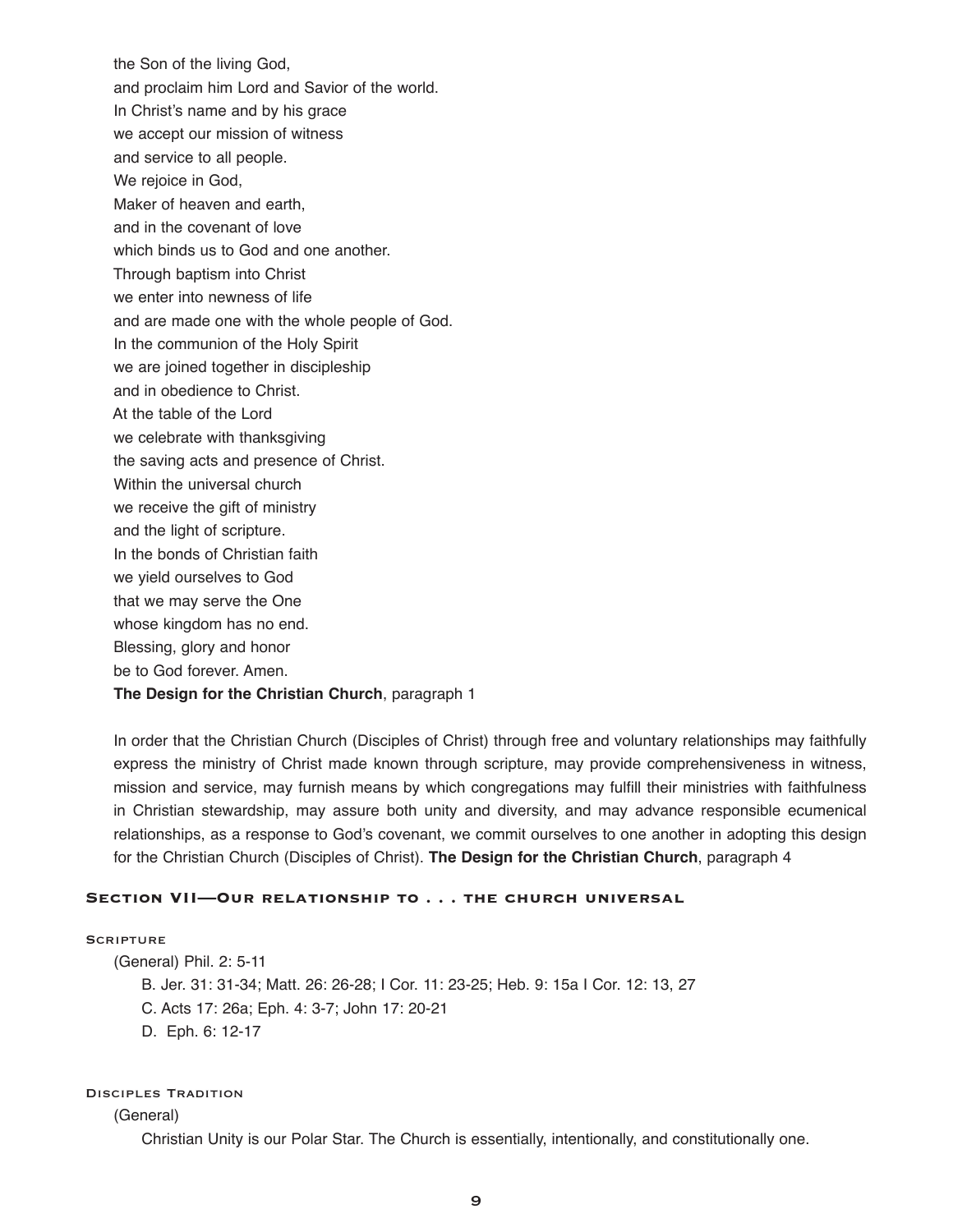the Son of the living God,
and proclaim him Lord and Savior of the world.
In Christ's name and by his grace
we accept our mission of witness
and service to all people.
We rejoice in God,
Maker of heaven and earth,
and in the covenant of love
which binds us to God and one another.
Through baptism into Christ
we enter into newness of life
and are made one with the whole people of God.
In the communion of the Holy Spirit
we are joined together in discipleship
and in obedience to Christ.
At the table of the Lord
we celebrate with thanksgiving
the saving acts and presence of Christ.
Within the universal church
we receive the gift of ministry
and the light of scripture.
In the bonds of Christian faith
we yield ourselves to God
that we may serve the One
whose kingdom has no end.
Blessing, glory and honor
be to God forever. Amen.
**The Design for the Christian Church**, paragraph 1

In order that the Christian Church (Disciples of Christ) through free and voluntary relationships may faithfully express the ministry of Christ made known through scripture, may provide comprehensiveness in witness, mission and service, may furnish means by which congregations may fulfill their ministries with faithfulness in Christian stewardship, may assure both unity and diversity, and may advance responsible ecumenical relationships, as a response to God's covenant, we commit ourselves to one another in adopting this design for the Christian Church (Disciples of Christ). **The Design for the Christian Church**, paragraph 4

## Section VII—Our relationship to . . . the church universal

### Scripture

(General) Phil. 2: 5-11

B. Jer. 31: 31-34; Matt. 26: 26-28; I Cor. 11: 23-25; Heb. 9: 15a I Cor. 12: 13, 27

C. Acts 17: 26a; Eph. 4: 3-7; John 17: 20-21

D. Eph. 6: 12-17

### Disciples Tradition

(General)

Christian Unity is our Polar Star. The Church is essentially, intentionally, and constitutionally one.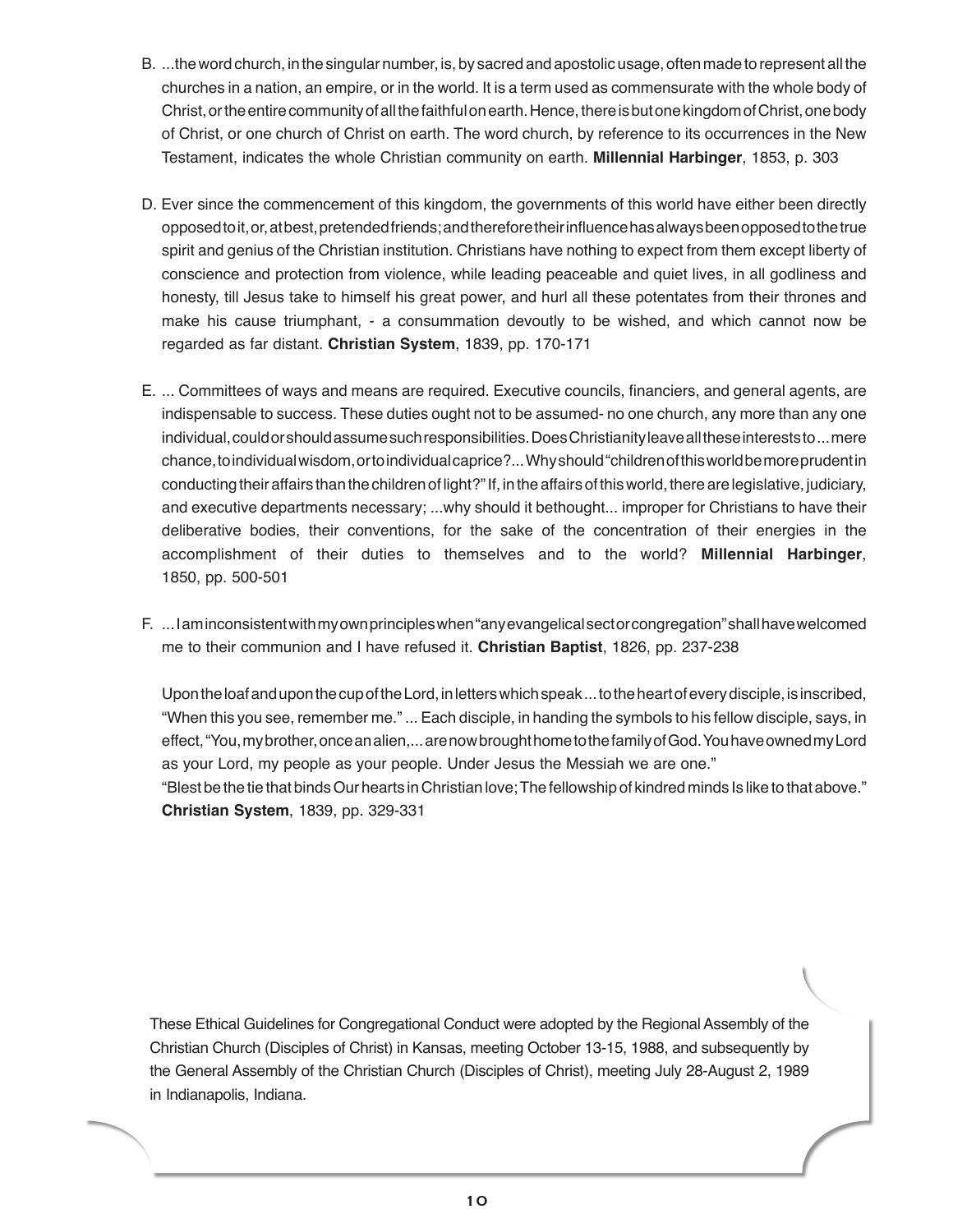B. ...the word church, in the singular number, is, by sacred and apostolic usage, often made to represent all the churches in a nation, an empire, or in the world. It is a term used as commensurate with the whole body of Christ, or the entire community of all the faithful on earth. Hence, there is but one kingdom of Christ, one body of Christ, or one church of Christ on earth. The word church, by reference to its occurrences in the New Testament, indicates the whole Christian community on earth. **Millennial Harbinger**, 1853, p. 303

D. Ever since the commencement of this kingdom, the governments of this world have either been directly opposed to it, or, at best, pretended friends; and therefore their influence has always been opposed to the true spirit and genius of the Christian institution. Christians have nothing to expect from them except liberty of conscience and protection from violence, while leading peaceable and quiet lives, in all godliness and honesty, till Jesus take to himself his great power, and hurl all these potentates from their thrones and make his cause triumphant, - a consummation devoutly to be wished, and which cannot now be regarded as far distant. **Christian System**, 1839, pp. 170-171

E. ... Committees of ways and means are required. Executive councils, financiers, and general agents, are indispensable to success. These duties ought not to be assumed- no one church, any more than any one individual, could or should assume such responsibilities. Does Christianity leave all these interests to ... mere chance, to individual wisdom, or to individual caprice?... Why should "children of this world be more prudent in conducting their affairs than the children of light?" If, in the affairs of this world, there are legislative, judiciary, and executive departments necessary; ...why should it bethought... improper for Christians to have their deliberative bodies, their conventions, for the sake of the concentration of their energies in the accomplishment of their duties to themselves and to the world? **Millennial Harbinger**, 1850, pp. 500-501

F. ... I am inconsistent with my own principles when "any evangelical sect or congregation" shall have welcomed me to their communion and I have refused it. **Christian Baptist**, 1826, pp. 237-238

Upon the loaf and upon the cup of the Lord, in letters which speak ... to the heart of every disciple, is inscribed, "When this you see, remember me." ... Each disciple, in handing the symbols to his fellow disciple, says, in effect, "You, my brother, once an alien,... are now brought home to the family of God. You have owned my Lord as your Lord, my people as your people. Under Jesus the Messiah we are one."
"Blest be the tie that binds Our hearts in Christian love; The fellowship of kindred minds Is like to that above."
**Christian System**, 1839, pp. 329-331

These Ethical Guidelines for Congregational Conduct were adopted by the Regional Assembly of the Christian Church (Disciples of Christ) in Kansas, meeting October 13-15, 1988, and subsequently by the General Assembly of the Christian Church (Disciples of Christ), meeting July 28-August 2, 1989 in Indianapolis, Indiana.